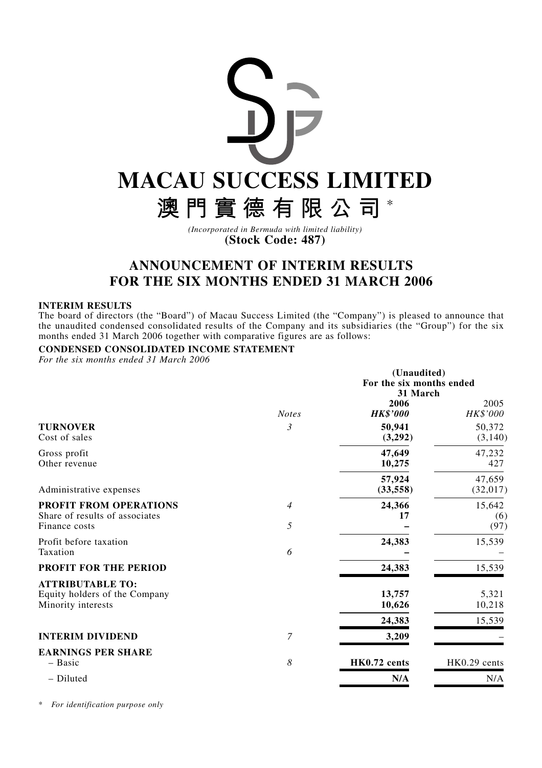# MACAU SUCCESS LIMITED

# 澳門實德有限公司 *

*(Incorporated in Bermuda with limited liability)*

**(Stock Code: 487)**

## ANNOUNCEMENT OF INTERIM RESULTS FOR THE SIX MONTHS ENDED 31 MARCH 2006

### INTERIM RESULTS

The board of directors (the "Board") of Macau Success Limited (the "Company") is pleased to announce that the unaudited condensed consolidated results of the Company and its subsidiaries (the "Group") for the six months ended 31 March 2006 together with comparative figures are as follows:

### CONDENSED CONSOLIDATED INCOME STATEMENT

*For the six months ended 31 March 2006*

| | | (Unaudited) For the six months ended 31 March | |
|---|---|---|---|
| | *Notes* | **2006** ***HK$'000*** | 2005 *HK$'000* |
| **TURNOVER** | *3* | **50,941** | 50,372 |
| Cost of sales | | **(3,292)** | (3,140) |
| Gross profit | | **47,649** | 47,232 |
| Other revenue | | **10,275** | 427 |
| | | **57,924** | 47,659 |
| Administrative expenses | | **(33,558)** | (32,017) |
| **PROFIT FROM OPERATIONS** | *4* | **24,366** | 15,642 |
| Share of results of associates | | **17** | (6) |
| Finance costs | *5* | **–** | (97) |
| Profit before taxation | | **24,383** | 15,539 |
| Taxation | *6* | **–** | – |
| **PROFIT FOR THE PERIOD** | | **24,383** | 15,539 |
| **ATTRIBUTABLE TO:** | | | |
| Equity holders of the Company | | **13,757** | 5,321 |
| Minority interests | | **10,626** | 10,218 |
| | | **24,383** | 15,539 |
| **INTERIM DIVIDEND** | *7* | **3,209** | – |
| **EARNINGS PER SHARE** | | | |
| – Basic | *8* | **HK0.72 cents** | HK0.29 cents |
| – Diluted | | **N/A** | N/A |

\* *For identification purpose only*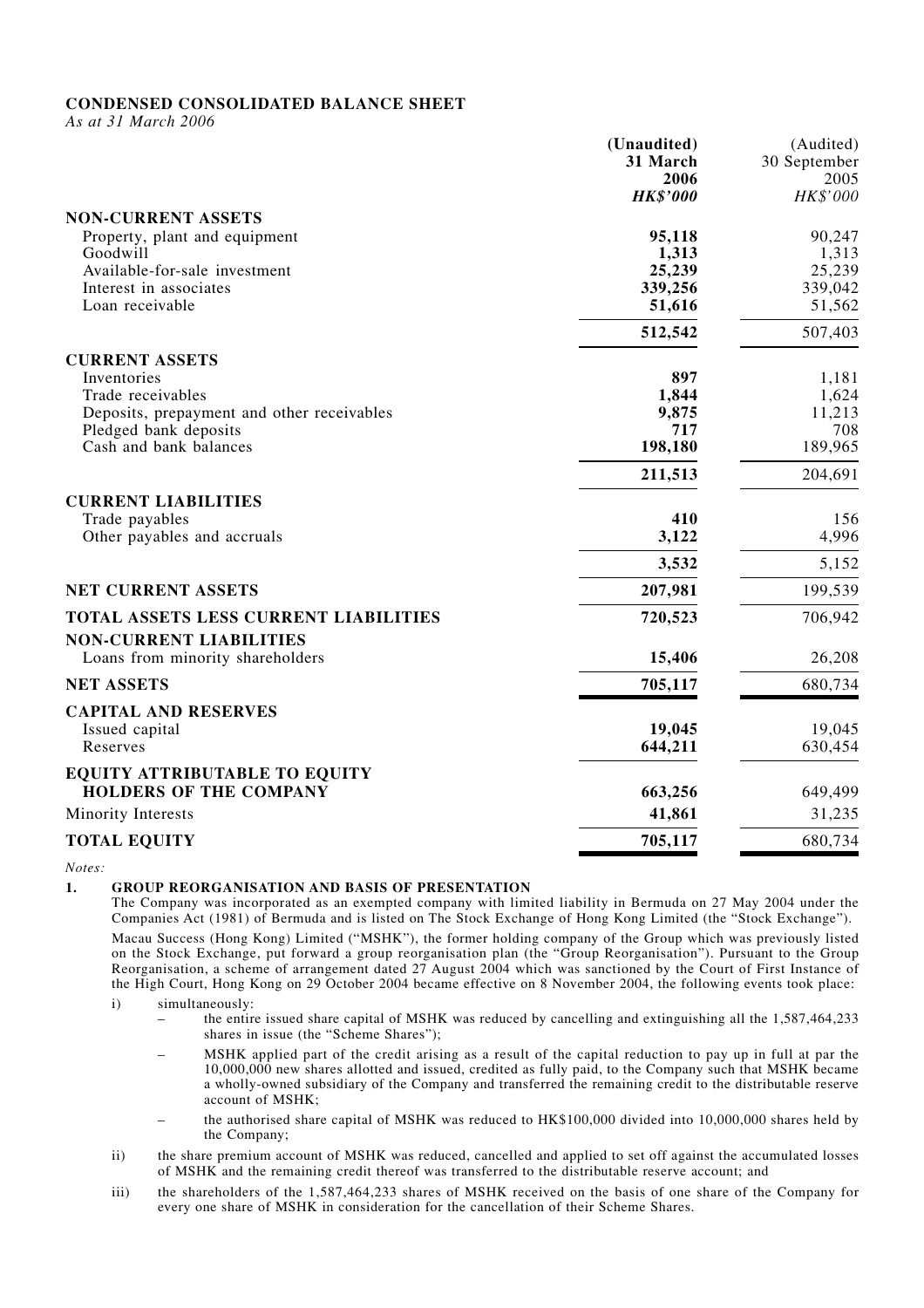# CONDENSED CONSOLIDATED BALANCE SHEET

*As at 31 March 2006*

| | (Unaudited) 31 March 2006 *HK$'000* | (Audited) 30 September 2005 *HK$'000* |
|---|---|---|
| **NON-CURRENT ASSETS** | | |
| Property, plant and equipment | **95,118** | 90,247 |
| Goodwill | **1,313** | 1,313 |
| Available-for-sale investment | **25,239** | 25,239 |
| Interest in associates | **339,256** | 339,042 |
| Loan receivable | **51,616** | 51,562 |
| | **512,542** | 507,403 |
| **CURRENT ASSETS** | | |
| Inventories | **897** | 1,181 |
| Trade receivables | **1,844** | 1,624 |
| Deposits, prepayment and other receivables | **9,875** | 11,213 |
| Pledged bank deposits | **717** | 708 |
| Cash and bank balances | **198,180** | 189,965 |
| | **211,513** | 204,691 |
| **CURRENT LIABILITIES** | | |
| Trade payables | **410** | 156 |
| Other payables and accruals | **3,122** | 4,996 |
| | **3,532** | 5,152 |
| **NET CURRENT ASSETS** | **207,981** | 199,539 |
| **TOTAL ASSETS LESS CURRENT LIABILITIES** | **720,523** | 706,942 |
| **NON-CURRENT LIABILITIES** | | |
| Loans from minority shareholders | **15,406** | 26,208 |
| **NET ASSETS** | **705,117** | 680,734 |
| **CAPITAL AND RESERVES** | | |
| Issued capital | **19,045** | 19,045 |
| Reserves | **644,211** | 630,454 |
| **EQUITY ATTRIBUTABLE TO EQUITY HOLDERS OF THE COMPANY** | **663,256** | 649,499 |
| Minority Interests | **41,861** | 31,235 |
| **TOTAL EQUITY** | **705,117** | 680,734 |

*Notes:*

1. **GROUP REORGANISATION AND BASIS OF PRESENTATION**

   The Company was incorporated as an exempted company with limited liability in Bermuda on 27 May 2004 under the Companies Act (1981) of Bermuda and is listed on The Stock Exchange of Hong Kong Limited (the "Stock Exchange").

   Macau Success (Hong Kong) Limited ("MSHK"), the former holding company of the Group which was previously listed on the Stock Exchange, put forward a group reorganisation plan (the "Group Reorganisation"). Pursuant to the Group Reorganisation, a scheme of arrangement dated 27 August 2004 which was sanctioned by the Court of First Instance of the High Court, Hong Kong on 29 October 2004 became effective on 8 November 2004, the following events took place:

   i) simultaneously:
      - the entire issued share capital of MSHK was reduced by cancelling and extinguishing all the 1,587,464,233 shares in issue (the "Scheme Shares");
      - MSHK applied part of the credit arising as a result of the capital reduction to pay up in full at par the 10,000,000 new shares allotted and issued, credited as fully paid, to the Company such that MSHK became a wholly-owned subsidiary of the Company and transferred the remaining credit to the distributable reserve account of MSHK;
      - the authorised share capital of MSHK was reduced to HK$100,000 divided into 10,000,000 shares held by the Company;

   ii) the share premium account of MSHK was reduced, cancelled and applied to set off against the accumulated losses of MSHK and the remaining credit thereof was transferred to the distributable reserve account; and

   iii) the shareholders of the 1,587,464,233 shares of MSHK received on the basis of one share of the Company for every one share of MSHK in consideration for the cancellation of their Scheme Shares.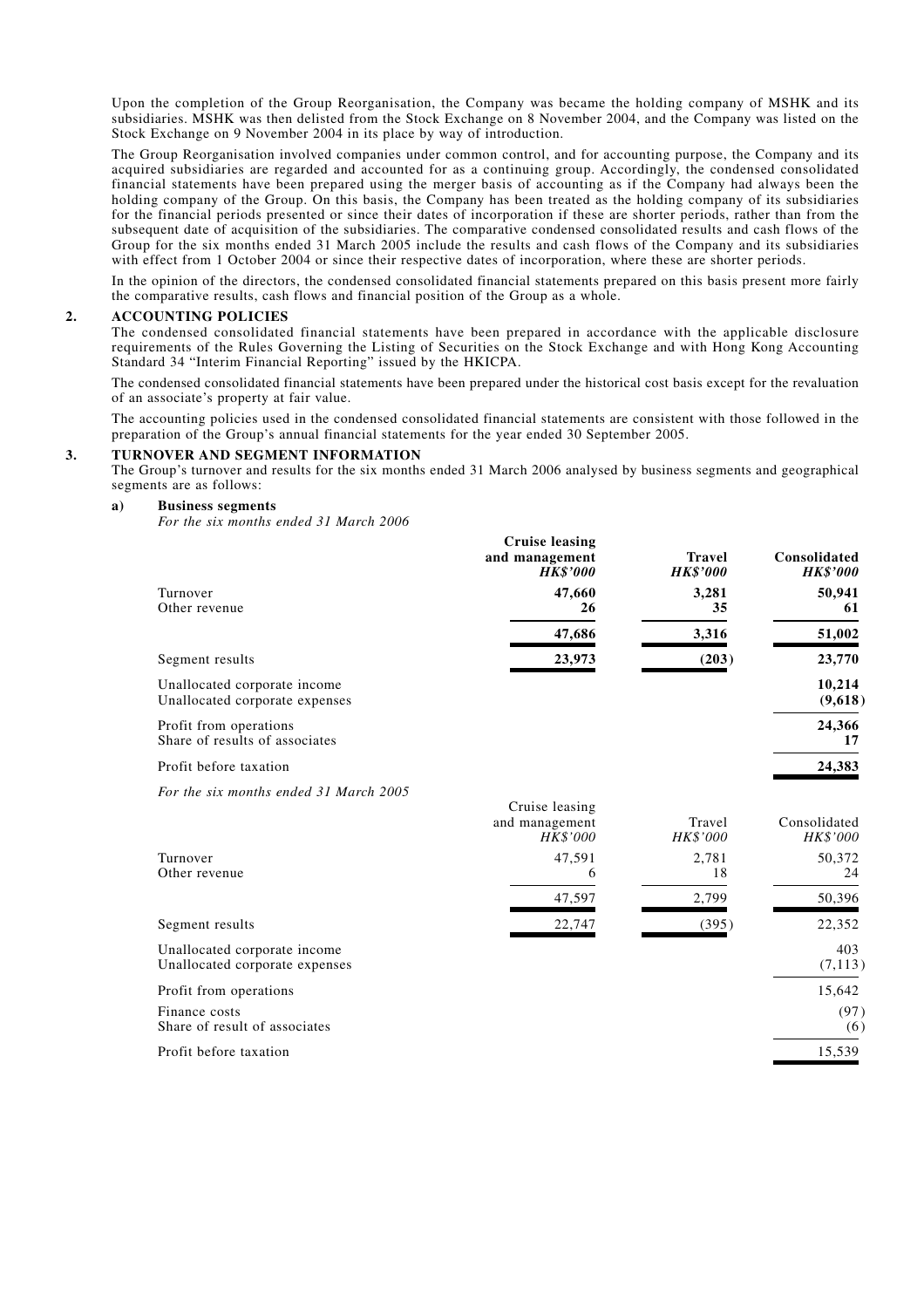Upon the completion of the Group Reorganisation, the Company was became the holding company of MSHK and its subsidiaries. MSHK was then delisted from the Stock Exchange on 8 November 2004, and the Company was listed on the Stock Exchange on 9 November 2004 in its place by way of introduction.

The Group Reorganisation involved companies under common control, and for accounting purpose, the Company and its acquired subsidiaries are regarded and accounted for as a continuing group. Accordingly, the condensed consolidated financial statements have been prepared using the merger basis of accounting as if the Company had always been the holding company of the Group. On this basis, the Company has been treated as the holding company of its subsidiaries for the financial periods presented or since their dates of incorporation if these are shorter periods, rather than from the subsequent date of acquisition of the subsidiaries. The comparative condensed consolidated results and cash flows of the Group for the six months ended 31 March 2005 include the results and cash flows of the Company and its subsidiaries with effect from 1 October 2004 or since their respective dates of incorporation, where these are shorter periods.

In the opinion of the directors, the condensed consolidated financial statements prepared on this basis present more fairly the comparative results, cash flows and financial position of the Group as a whole.

## 2. ACCOUNTING POLICIES

The condensed consolidated financial statements have been prepared in accordance with the applicable disclosure requirements of the Rules Governing the Listing of Securities on the Stock Exchange and with Hong Kong Accounting Standard 34 "Interim Financial Reporting" issued by the HKICPA.

The condensed consolidated financial statements have been prepared under the historical cost basis except for the revaluation of an associate's property at fair value.

The accounting policies used in the condensed consolidated financial statements are consistent with those followed in the preparation of the Group's annual financial statements for the year ended 30 September 2005.

## 3. TURNOVER AND SEGMENT INFORMATION

The Group's turnover and results for the six months ended 31 March 2006 analysed by business segments and geographical segments are as follows:

### a) Business segments

*For the six months ended 31 March 2006*

| | **Cruise leasing and management** *HK$'000* | **Travel** *HK$'000* | **Consolidated** *HK$'000* |
|---|---|---|---|
| Turnover | **47,660** | **3,281** | **50,941** |
| Other revenue | **26** | **35** | **61** |
| | **47,686** | **3,316** | **51,002** |
| Segment results | **23,973** | **(203)** | **23,770** |
| Unallocated corporate income | | | **10,214** |
| Unallocated corporate expenses | | | **(9,618)** |
| Profit from operations | | | **24,366** |
| Share of results of associates | | | **17** |
| Profit before taxation | | | **24,383** |

*For the six months ended 31 March 2005*

| | Cruise leasing and management *HK$'000* | Travel *HK$'000* | Consolidated *HK$'000* |
|---|---|---|---|
| Turnover | 47,591 | 2,781 | 50,372 |
| Other revenue | 6 | 18 | 24 |
| | 47,597 | 2,799 | 50,396 |
| Segment results | 22,747 | (395) | 22,352 |
| Unallocated corporate income | | | 403 |
| Unallocated corporate expenses | | | (7,113) |
| Profit from operations | | | 15,642 |
| Finance costs | | | (97) |
| Share of result of associates | | | (6) |
| Profit before taxation | | | 15,539 |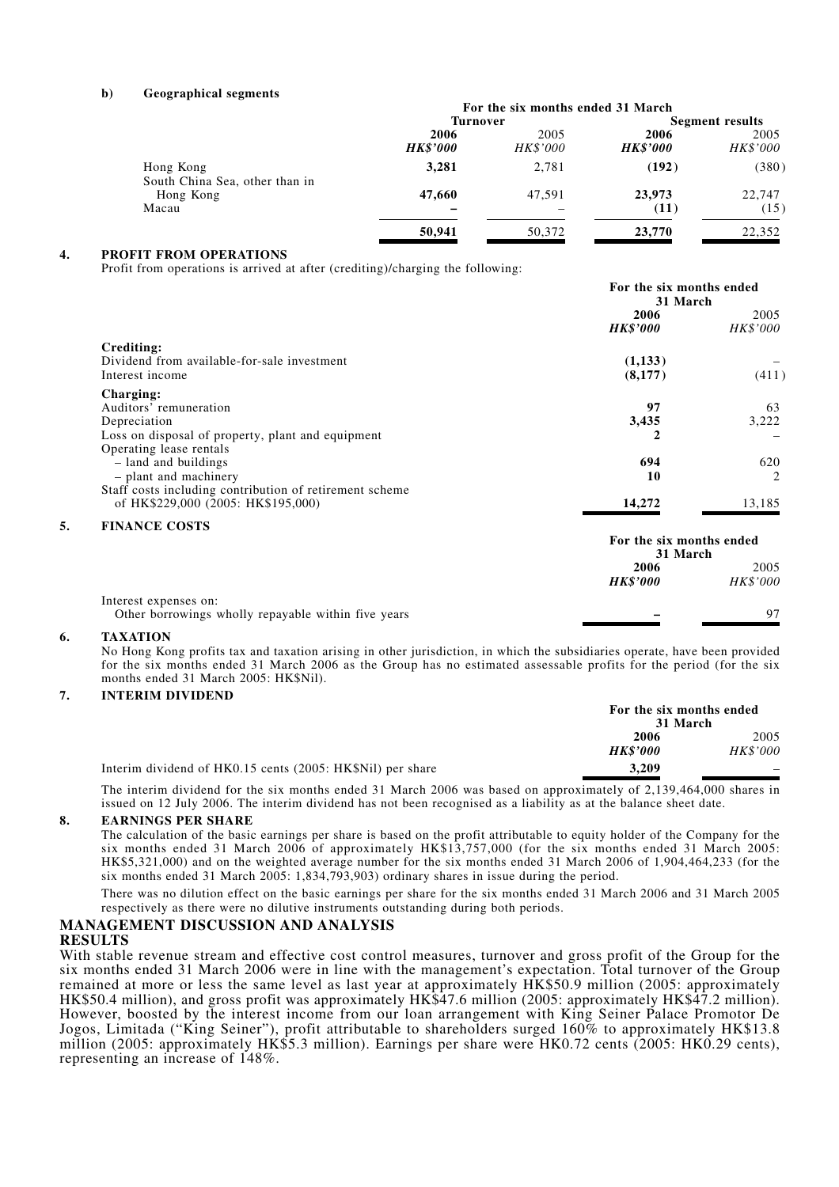**b) Geographical segments**

| | For the six months ended 31 March | | | |
|---|---|---|---|---|
| | Turnover | | Segment results | |
| | **2006** | 2005 | **2006** | 2005 |
| | ***HK$'000*** | *HK$'000* | ***HK$'000*** | *HK$'000* |
| Hong Kong | **3,281** | 2,781 | **(192)** | (380) |
| South China Sea, other than in Hong Kong | **47,660** | 47,591 | **23,973** | 22,747 |
| Macau | **–** | – | **(11)** | (15) |
| | **50,941** | 50,372 | **23,770** | 22,352 |

## 4. PROFIT FROM OPERATIONS

Profit from operations is arrived at after (crediting)/charging the following:

| | For the six months ended 31 March | |
|---|---|---|
| | **2006** | 2005 |
| | ***HK$'000*** | *HK$'000* |
| **Crediting:** | | |
| Dividend from available-for-sale investment | **(1,133)** | – |
| Interest income | **(8,177)** | (411) |
| **Charging:** | | |
| Auditors' remuneration | **97** | 63 |
| Depreciation | **3,435** | 3,222 |
| Loss on disposal of property, plant and equipment | **2** | – |
| Operating lease rentals | | |
| – land and buildings | **694** | 620 |
| – plant and machinery | **10** | 2 |
| Staff costs including contribution of retirement scheme of HK$229,000 (2005: HK$195,000) | **14,272** | 13,185 |

## 5. FINANCE COSTS

| | For the six months ended 31 March | |
|---|---|---|
| | **2006** | 2005 |
| | ***HK$'000*** | *HK$'000* |
| Interest expenses on: | | |
| Other borrowings wholly repayable within five years | **–** | 97 |

## 6. TAXATION

No Hong Kong profits tax and taxation arising in other jurisdiction, in which the subsidiaries operate, have been provided for the six months ended 31 March 2006 as the Group has no estimated assessable profits for the period (for the six months ended 31 March 2005: HK$Nil).

## 7. INTERIM DIVIDEND

| | For the six months ended 31 March | |
|---|---|---|
| | **2006** | 2005 |
| | ***HK$'000*** | *HK$'000* |
| Interim dividend of HK0.15 cents (2005: HK$Nil) per share | **3,209** | – |

The interim dividend for the six months ended 31 March 2006 was based on approximately of 2,139,464,000 shares in issued on 12 July 2006. The interim dividend has not been recognised as a liability as at the balance sheet date.

## 8. EARNINGS PER SHARE

The calculation of the basic earnings per share is based on the profit attributable to equity holder of the Company for the six months ended 31 March 2006 of approximately HK$13,757,000 (for the six months ended 31 March 2005: HK$5,321,000) and on the weighted average number for the six months ended 31 March 2006 of 1,904,464,233 (for the six months ended 31 March 2005: 1,834,793,903) ordinary shares in issue during the period.

There was no dilution effect on the basic earnings per share for the six months ended 31 March 2006 and 31 March 2005 respectively as there were no dilutive instruments outstanding during both periods.

# MANAGEMENT DISCUSSION AND ANALYSIS

## RESULTS

With stable revenue stream and effective cost control measures, turnover and gross profit of the Group for the six months ended 31 March 2006 were in line with the management's expectation. Total turnover of the Group remained at more or less the same level as last year at approximately HK$50.9 million (2005: approximately HK$50.4 million), and gross profit was approximately HK$47.6 million (2005: approximately HK$47.2 million). However, boosted by the interest income from our loan arrangement with King Seiner Palace Promotor De Jogos, Limitada ("King Seiner"), profit attributable to shareholders surged 160% to approximately HK$13.8 million (2005: approximately HK$5.3 million). Earnings per share were HK0.72 cents (2005: HK0.29 cents), representing an increase of 148%.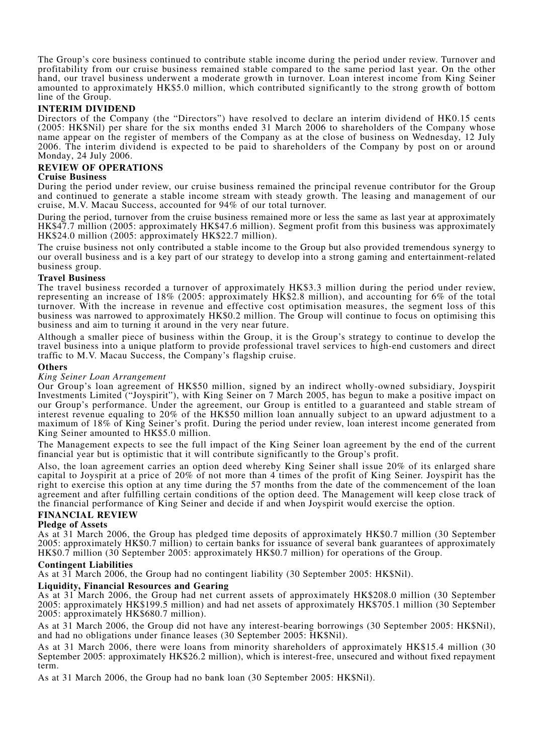The Group's core business continued to contribute stable income during the period under review. Turnover and profitability from our cruise business remained stable compared to the same period last year. On the other hand, our travel business underwent a moderate growth in turnover. Loan interest income from King Seiner amounted to approximately HK$5.0 million, which contributed significantly to the strong growth of bottom line of the Group.

## INTERIM DIVIDEND

Directors of the Company (the "Directors") have resolved to declare an interim dividend of HK0.15 cents (2005: HK$Nil) per share for the six months ended 31 March 2006 to shareholders of the Company whose name appear on the register of members of the Company as at the close of business on Wednesday, 12 July 2006. The interim dividend is expected to be paid to shareholders of the Company by post on or around Monday, 24 July 2006.

## REVIEW OF OPERATIONS

### Cruise Business

During the period under review, our cruise business remained the principal revenue contributor for the Group and continued to generate a stable income stream with steady growth. The leasing and management of our cruise, M.V. Macau Success, accounted for 94% of our total turnover.

During the period, turnover from the cruise business remained more or less the same as last year at approximately HK$47.7 million (2005: approximately HK$47.6 million). Segment profit from this business was approximately HK$24.0 million (2005: approximately HK$22.7 million).

The cruise business not only contributed a stable income to the Group but also provided tremendous synergy to our overall business and is a key part of our strategy to develop into a strong gaming and entertainment-related business group.

### Travel Business

The travel business recorded a turnover of approximately HK$3.3 million during the period under review, representing an increase of 18% (2005: approximately HK$2.8 million), and accounting for 6% of the total turnover. With the increase in revenue and effective cost optimisation measures, the segment loss of this business was narrowed to approximately HK$0.2 million. The Group will continue to focus on optimising this business and aim to turning it around in the very near future.

Although a smaller piece of business within the Group, it is the Group's strategy to continue to develop the travel business into a unique platform to provide professional travel services to high-end customers and direct traffic to M.V. Macau Success, the Company's flagship cruise.

### Others

*King Seiner Loan Arrangement*

Our Group's loan agreement of HK$50 million, signed by an indirect wholly-owned subsidiary, Joyspirit Investments Limited ("Joyspirit"), with King Seiner on 7 March 2005, has begun to make a positive impact on our Group's performance. Under the agreement, our Group is entitled to a guaranteed and stable stream of interest revenue equaling to 20% of the HK$50 million loan annually subject to an upward adjustment to a maximum of 18% of King Seiner's profit. During the period under review, loan interest income generated from King Seiner amounted to HK$5.0 million.

The Management expects to see the full impact of the King Seiner loan agreement by the end of the current financial year but is optimistic that it will contribute significantly to the Group's profit.

Also, the loan agreement carries an option deed whereby King Seiner shall issue 20% of its enlarged share capital to Joyspirit at a price of 20% of not more than 4 times of the profit of King Seiner. Joyspirit has the right to exercise this option at any time during the 57 months from the date of the commencement of the loan agreement and after fulfilling certain conditions of the option deed. The Management will keep close track of the financial performance of King Seiner and decide if and when Joyspirit would exercise the option.

## FINANCIAL REVIEW

### Pledge of Assets

As at 31 March 2006, the Group has pledged time deposits of approximately HK$0.7 million (30 September 2005: approximately HK$0.7 million) to certain banks for issuance of several bank guarantees of approximately HK$0.7 million (30 September 2005: approximately HK$0.7 million) for operations of the Group.

### Contingent Liabilities

As at 31 March 2006, the Group had no contingent liability (30 September 2005: HK$Nil).

### Liquidity, Financial Resources and Gearing

As at 31 March 2006, the Group had net current assets of approximately HK$208.0 million (30 September 2005: approximately HK$199.5 million) and had net assets of approximately HK$705.1 million (30 September 2005: approximately HK$680.7 million).

As at 31 March 2006, the Group did not have any interest-bearing borrowings (30 September 2005: HK$Nil), and had no obligations under finance leases (30 September 2005: HK$Nil).

As at 31 March 2006, there were loans from minority shareholders of approximately HK$15.4 million (30 September 2005: approximately HK$26.2 million), which is interest-free, unsecured and without fixed repayment term.

As at 31 March 2006, the Group had no bank loan (30 September 2005: HK$Nil).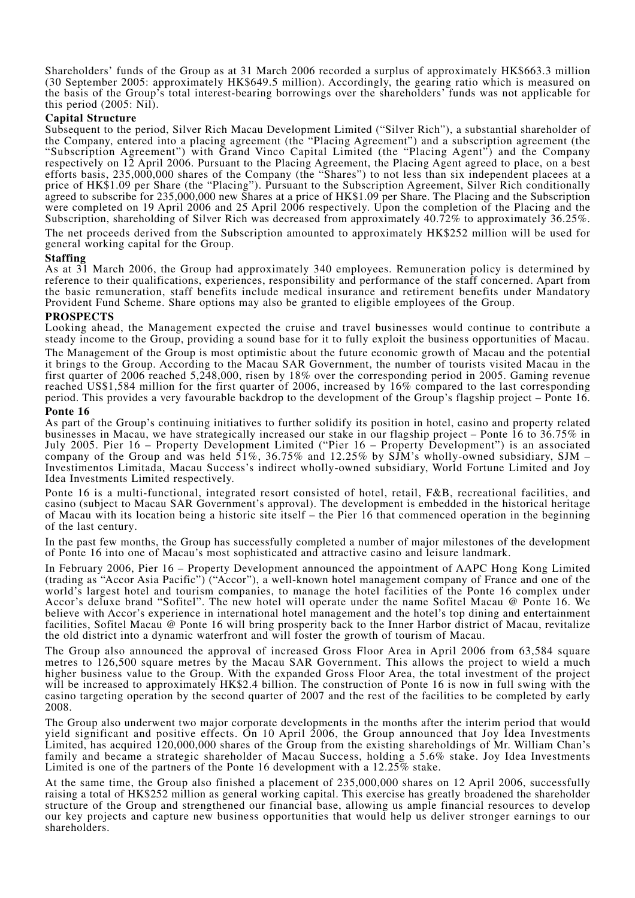Shareholders' funds of the Group as at 31 March 2006 recorded a surplus of approximately HK$663.3 million (30 September 2005: approximately HK$649.5 million). Accordingly, the gearing ratio which is measured on the basis of the Group's total interest-bearing borrowings over the shareholders' funds was not applicable for this period (2005: Nil).

**Capital Structure**

Subsequent to the period, Silver Rich Macau Development Limited ("Silver Rich"), a substantial shareholder of the Company, entered into a placing agreement (the "Placing Agreement") and a subscription agreement (the "Subscription Agreement") with Grand Vinco Capital Limited (the "Placing Agent") and the Company respectively on 12 April 2006. Pursuant to the Placing Agreement, the Placing Agent agreed to place, on a best efforts basis, 235,000,000 shares of the Company (the "Shares") to not less than six independent placees at a price of HK$1.09 per Share (the "Placing"). Pursuant to the Subscription Agreement, Silver Rich conditionally agreed to subscribe for 235,000,000 new Shares at a price of HK$1.09 per Share. The Placing and the Subscription were completed on 19 April 2006 and 25 April 2006 respectively. Upon the completion of the Placing and the Subscription, shareholding of Silver Rich was decreased from approximately 40.72% to approximately 36.25%.

The net proceeds derived from the Subscription amounted to approximately HK$252 million will be used for general working capital for the Group.

**Staffing**

As at 31 March 2006, the Group had approximately 340 employees. Remuneration policy is determined by reference to their qualifications, experiences, responsibility and performance of the staff concerned. Apart from the basic remuneration, staff benefits include medical insurance and retirement benefits under Mandatory Provident Fund Scheme. Share options may also be granted to eligible employees of the Group.

**PROSPECTS**

Looking ahead, the Management expected the cruise and travel businesses would continue to contribute a steady income to the Group, providing a sound base for it to fully exploit the business opportunities of Macau.

The Management of the Group is most optimistic about the future economic growth of Macau and the potential it brings to the Group. According to the Macau SAR Government, the number of tourists visited Macau in the first quarter of 2006 reached 5,248,000, risen by 18% over the corresponding period in 2005. Gaming revenue reached US$1,584 million for the first quarter of 2006, increased by 16% compared to the last corresponding period. This provides a very favourable backdrop to the development of the Group's flagship project – Ponte 16.

**Ponte 16**

As part of the Group's continuing initiatives to further solidify its position in hotel, casino and property related businesses in Macau, we have strategically increased our stake in our flagship project – Ponte 16 to 36.75% in July 2005. Pier 16 – Property Development Limited ("Pier 16 – Property Development") is an associated company of the Group and was held 51%, 36.75% and 12.25% by SJM's wholly-owned subsidiary, SJM – Investimentos Limitada, Macau Success's indirect wholly-owned subsidiary, World Fortune Limited and Joy Idea Investments Limited respectively.

Ponte 16 is a multi-functional, integrated resort consisted of hotel, retail, F&B, recreational facilities, and casino (subject to Macau SAR Government's approval). The development is embedded in the historical heritage of Macau with its location being a historic site itself – the Pier 16 that commenced operation in the beginning of the last century.

In the past few months, the Group has successfully completed a number of major milestones of the development of Ponte 16 into one of Macau's most sophisticated and attractive casino and leisure landmark.

In February 2006, Pier 16 – Property Development announced the appointment of AAPC Hong Kong Limited (trading as "Accor Asia Pacific") ("Accor"), a well-known hotel management company of France and one of the world's largest hotel and tourism companies, to manage the hotel facilities of the Ponte 16 complex under Accor's deluxe brand "Sofitel". The new hotel will operate under the name Sofitel Macau @ Ponte 16. We believe with Accor's experience in international hotel management and the hotel's top dining and entertainment facilities, Sofitel Macau @ Ponte 16 will bring prosperity back to the Inner Harbor district of Macau, revitalize the old district into a dynamic waterfront and will foster the growth of tourism of Macau.

The Group also announced the approval of increased Gross Floor Area in April 2006 from 63,584 square metres to 126,500 square metres by the Macau SAR Government. This allows the project to wield a much higher business value to the Group. With the expanded Gross Floor Area, the total investment of the project will be increased to approximately HK$2.4 billion. The construction of Ponte 16 is now in full swing with the casino targeting operation by the second quarter of 2007 and the rest of the facilities to be completed by early 2008.

The Group also underwent two major corporate developments in the months after the interim period that would yield significant and positive effects. On 10 April 2006, the Group announced that Joy Idea Investments Limited, has acquired 120,000,000 shares of the Group from the existing shareholdings of Mr. William Chan's family and became a strategic shareholder of Macau Success, holding a 5.6% stake. Joy Idea Investments Limited is one of the partners of the Ponte 16 development with a 12.25% stake.

At the same time, the Group also finished a placement of 235,000,000 shares on 12 April 2006, successfully raising a total of HK$252 million as general working capital. This exercise has greatly broadened the shareholder structure of the Group and strengthened our financial base, allowing us ample financial resources to develop our key projects and capture new business opportunities that would help us deliver stronger earnings to our shareholders.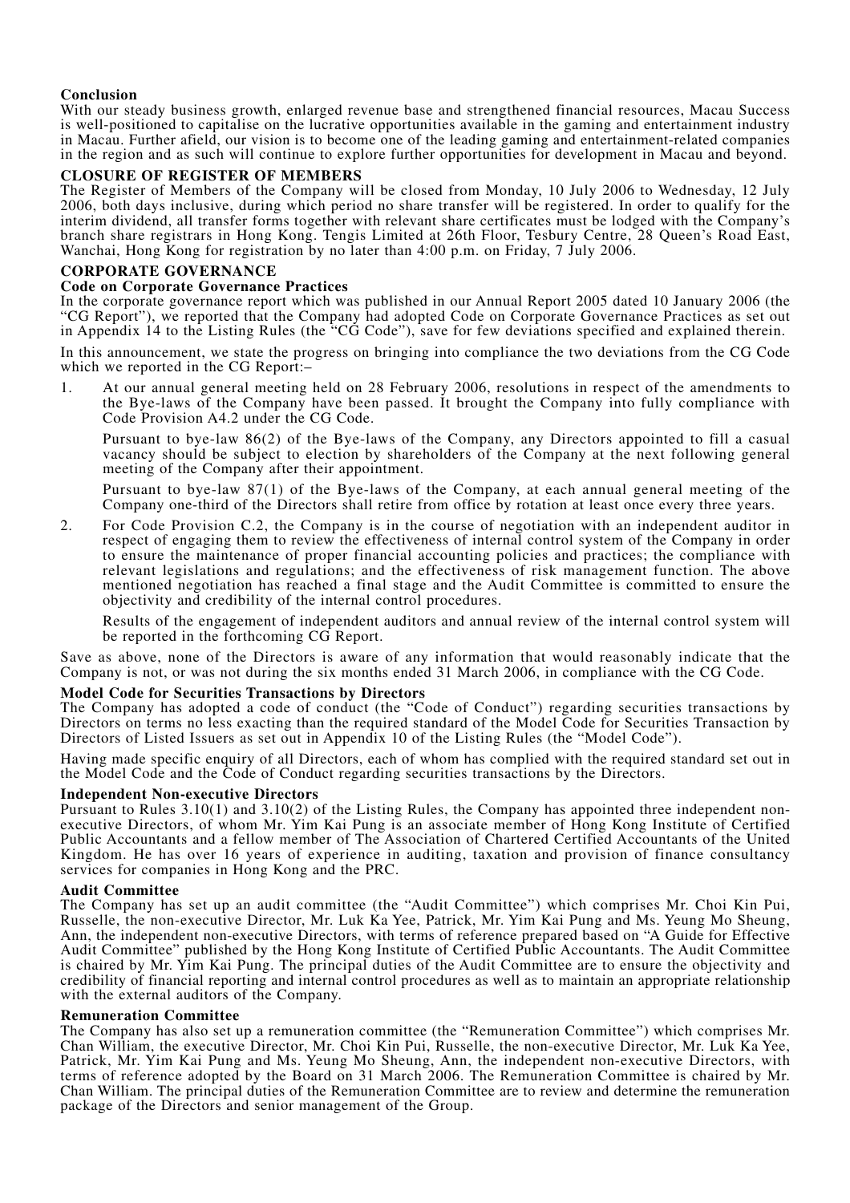## Conclusion

With our steady business growth, enlarged revenue base and strengthened financial resources, Macau Success is well-positioned to capitalise on the lucrative opportunities available in the gaming and entertainment industry in Macau. Further afield, our vision is to become one of the leading gaming and entertainment-related companies in the region and as such will continue to explore further opportunities for development in Macau and beyond.

## CLOSURE OF REGISTER OF MEMBERS

The Register of Members of the Company will be closed from Monday, 10 July 2006 to Wednesday, 12 July 2006, both days inclusive, during which period no share transfer will be registered. In order to qualify for the interim dividend, all transfer forms together with relevant share certificates must be lodged with the Company's branch share registrars in Hong Kong. Tengis Limited at 26th Floor, Tesbury Centre, 28 Queen's Road East, Wanchai, Hong Kong for registration by no later than 4:00 p.m. on Friday, 7 July 2006.

## CORPORATE GOVERNANCE

### Code on Corporate Governance Practices

In the corporate governance report which was published in our Annual Report 2005 dated 10 January 2006 (the "CG Report"), we reported that the Company had adopted Code on Corporate Governance Practices as set out in Appendix 14 to the Listing Rules (the "CG Code"), save for few deviations specified and explained therein.

In this announcement, we state the progress on bringing into compliance the two deviations from the CG Code which we reported in the CG Report:–

1. At our annual general meeting held on 28 February 2006, resolutions in respect of the amendments to the Bye-laws of the Company have been passed. It brought the Company into fully compliance with Code Provision A4.2 under the CG Code.

   Pursuant to bye-law 86(2) of the Bye-laws of the Company, any Directors appointed to fill a casual vacancy should be subject to election by shareholders of the Company at the next following general meeting of the Company after their appointment.

   Pursuant to bye-law 87(1) of the Bye-laws of the Company, at each annual general meeting of the Company one-third of the Directors shall retire from office by rotation at least once every three years.

2. For Code Provision C.2, the Company is in the course of negotiation with an independent auditor in respect of engaging them to review the effectiveness of internal control system of the Company in order to ensure the maintenance of proper financial accounting policies and practices; the compliance with relevant legislations and regulations; and the effectiveness of risk management function. The above mentioned negotiation has reached a final stage and the Audit Committee is committed to ensure the objectivity and credibility of the internal control procedures.

   Results of the engagement of independent auditors and annual review of the internal control system will be reported in the forthcoming CG Report.

Save as above, none of the Directors is aware of any information that would reasonably indicate that the Company is not, or was not during the six months ended 31 March 2006, in compliance with the CG Code.

### Model Code for Securities Transactions by Directors

The Company has adopted a code of conduct (the "Code of Conduct") regarding securities transactions by Directors on terms no less exacting than the required standard of the Model Code for Securities Transaction by Directors of Listed Issuers as set out in Appendix 10 of the Listing Rules (the "Model Code").

Having made specific enquiry of all Directors, each of whom has complied with the required standard set out in the Model Code and the Code of Conduct regarding securities transactions by the Directors.

### Independent Non-executive Directors

Pursuant to Rules 3.10(1) and 3.10(2) of the Listing Rules, the Company has appointed three independent non-executive Directors, of whom Mr. Yim Kai Pung is an associate member of Hong Kong Institute of Certified Public Accountants and a fellow member of The Association of Chartered Certified Accountants of the United Kingdom. He has over 16 years of experience in auditing, taxation and provision of finance consultancy services for companies in Hong Kong and the PRC.

### Audit Committee

The Company has set up an audit committee (the "Audit Committee") which comprises Mr. Choi Kin Pui, Russelle, the non-executive Director, Mr. Luk Ka Yee, Patrick, Mr. Yim Kai Pung and Ms. Yeung Mo Sheung, Ann, the independent non-executive Directors, with terms of reference prepared based on "A Guide for Effective Audit Committee" published by the Hong Kong Institute of Certified Public Accountants. The Audit Committee is chaired by Mr. Yim Kai Pung. The principal duties of the Audit Committee are to ensure the objectivity and credibility of financial reporting and internal control procedures as well as to maintain an appropriate relationship with the external auditors of the Company.

### Remuneration Committee

The Company has also set up a remuneration committee (the "Remuneration Committee") which comprises Mr. Chan William, the executive Director, Mr. Choi Kin Pui, Russelle, the non-executive Director, Mr. Luk Ka Yee, Patrick, Mr. Yim Kai Pung and Ms. Yeung Mo Sheung, Ann, the independent non-executive Directors, with terms of reference adopted by the Board on 31 March 2006. The Remuneration Committee is chaired by Mr. Chan William. The principal duties of the Remuneration Committee are to review and determine the remuneration package of the Directors and senior management of the Group.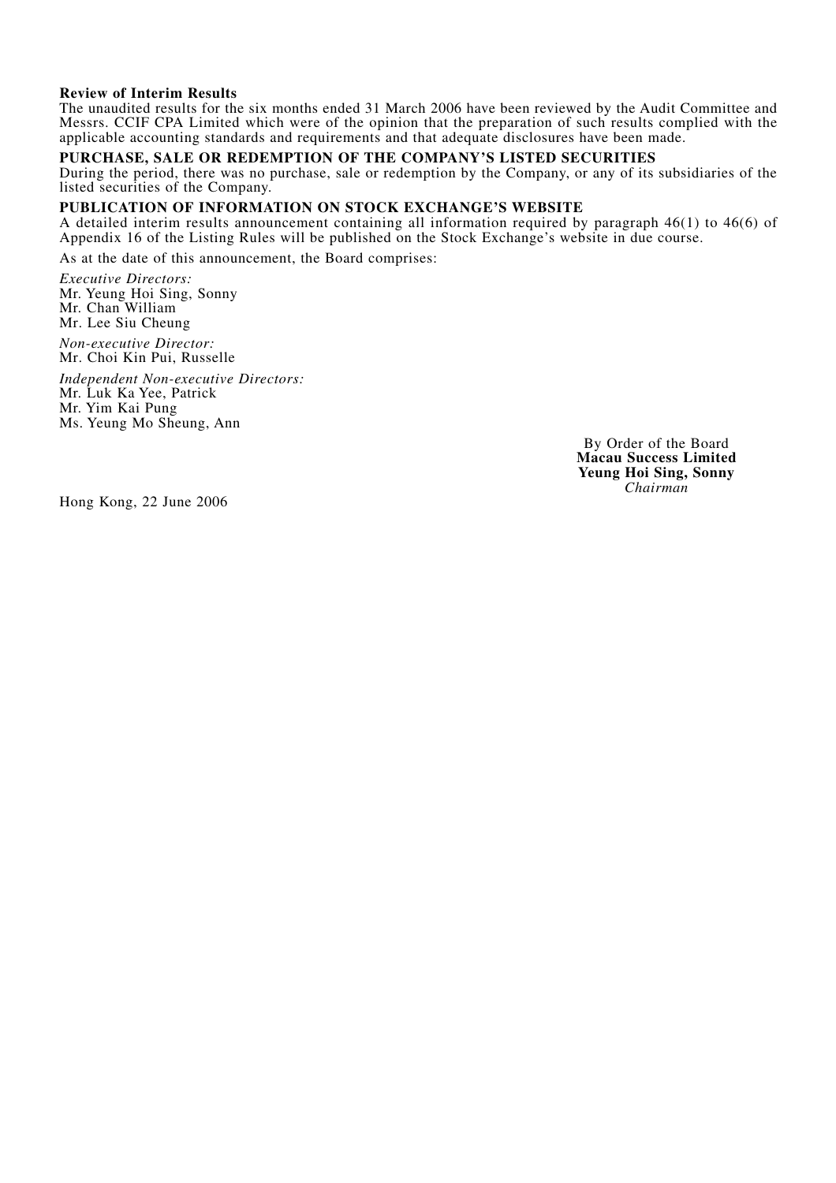**Review of Interim Results**

The unaudited results for the six months ended 31 March 2006 have been reviewed by the Audit Committee and Messrs. CCIF CPA Limited which were of the opinion that the preparation of such results complied with the applicable accounting standards and requirements and that adequate disclosures have been made.

## PURCHASE, SALE OR REDEMPTION OF THE COMPANY'S LISTED SECURITIES

During the period, there was no purchase, sale or redemption by the Company, or any of its subsidiaries of the listed securities of the Company.

## PUBLICATION OF INFORMATION ON STOCK EXCHANGE'S WEBSITE

A detailed interim results announcement containing all information required by paragraph 46(1) to 46(6) of Appendix 16 of the Listing Rules will be published on the Stock Exchange's website in due course.

As at the date of this announcement, the Board comprises:

*Executive Directors:*
Mr. Yeung Hoi Sing, Sonny
Mr. Chan William
Mr. Lee Siu Cheung

*Non-executive Director:*
Mr. Choi Kin Pui, Russelle

*Independent Non-executive Directors:*
Mr. Luk Ka Yee, Patrick
Mr. Yim Kai Pung
Ms. Yeung Mo Sheung, Ann

By Order of the Board
**Macau Success Limited**
**Yeung Hoi Sing, Sonny**
*Chairman*

Hong Kong, 22 June 2006